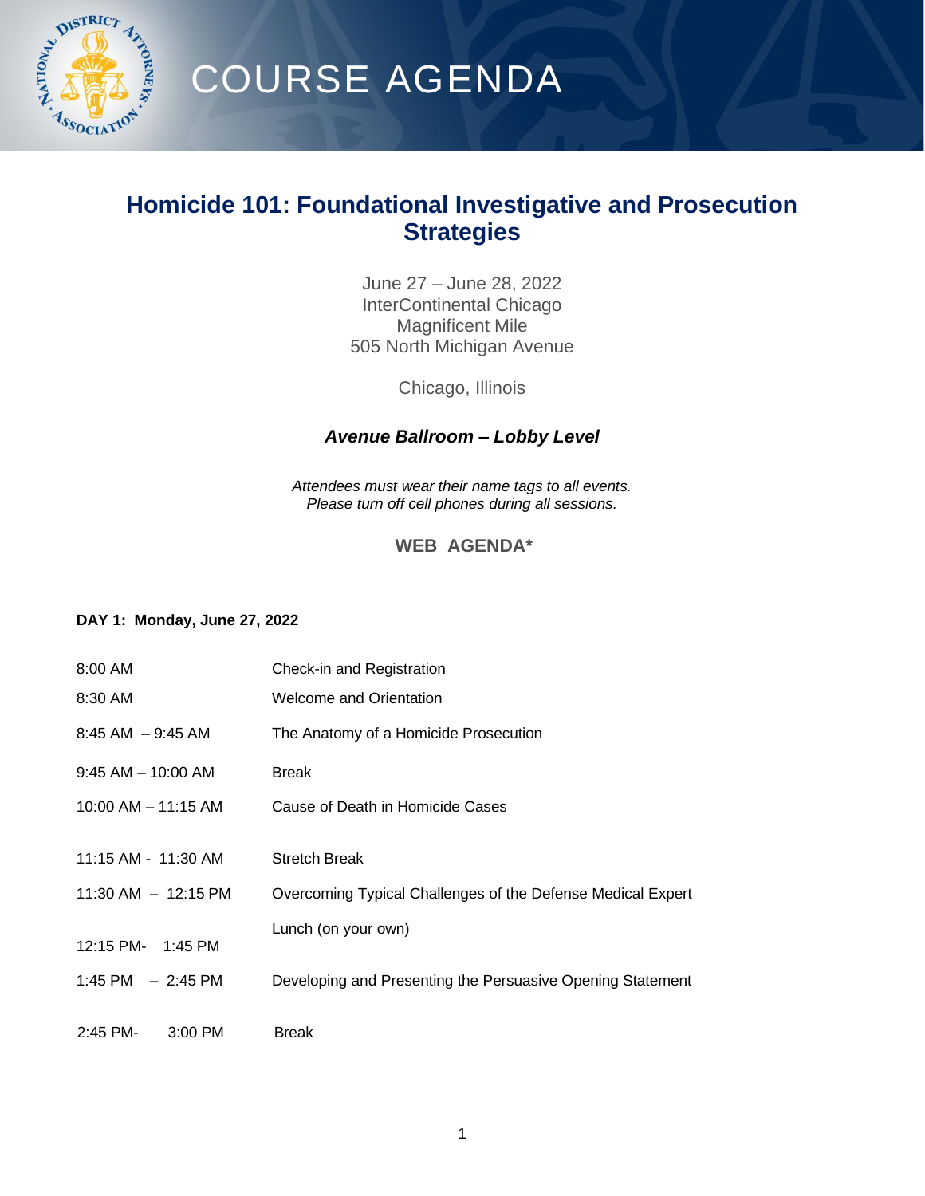# COURSE AGENDA

## Homicide 101: Foundational Investigative and Prosecution Strategies

June 27 – June 28, 2022
InterContinental Chicago
Magnificent Mile
505 North Michigan Avenue

Chicago, Illinois

***Avenue Ballroom – Lobby Level***

*Attendees must wear their name tags to all events.*
*Please turn off cell phones during all sessions.*

---

**WEB AGENDA***

**DAY 1: Monday, June 27, 2022**

| | |
|---|---|
| 8:00 AM | Check-in and Registration |
| 8:30 AM | Welcome and Orientation |
| 8:45 AM – 9:45 AM | The Anatomy of a Homicide Prosecution |
| 9:45 AM – 10:00 AM | Break |
| 10:00 AM – 11:15 AM | Cause of Death in Homicide Cases |
| 11:15 AM - 11:30 AM | Stretch Break |
| 11:30 AM – 12:15 PM | Overcoming Typical Challenges of the Defense Medical Expert |
| 12:15 PM- 1:45 PM | Lunch (on your own) |
| 1:45 PM – 2:45 PM | Developing and Presenting the Persuasive Opening Statement |
| 2:45 PM- 3:00 PM | Break |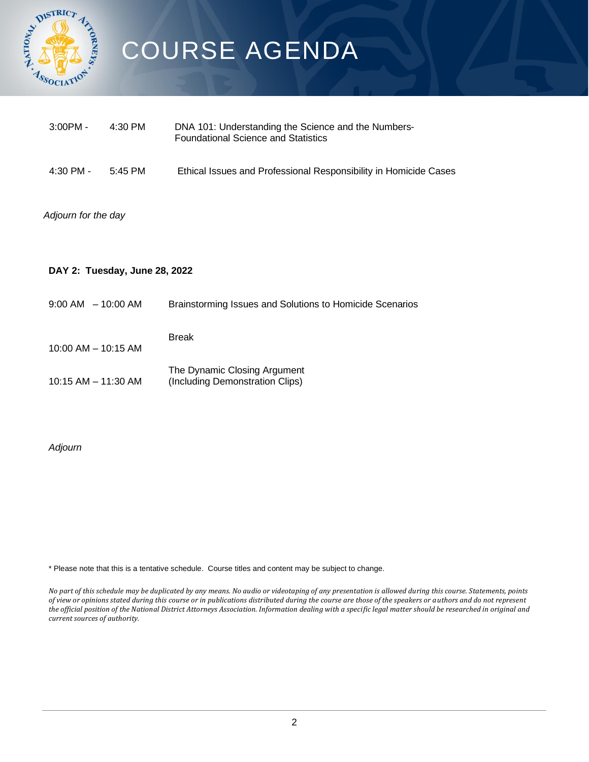# COURSE AGENDA

| | |
|---|---|
| 3:00PM - 4:30 PM | DNA 101: Understanding the Science and the Numbers-Foundational Science and Statistics |
| 4:30 PM - 5:45 PM | Ethical Issues and Professional Responsibility in Homicide Cases |

*Adjourn for the day*

**DAY 2: Tuesday, June 28, 2022**

| | |
|---|---|
| 9:00 AM – 10:00 AM | Brainstorming Issues and Solutions to Homicide Scenarios |
| 10:00 AM – 10:15 AM | Break |
| 10:15 AM – 11:30 AM | The Dynamic Closing Argument (Including Demonstration Clips) |

*Adjourn*

* Please note that this is a tentative schedule. Course titles and content may be subject to change.

*No part of this schedule may be duplicated by any means. No audio or videotaping of any presentation is allowed during this course. Statements, points of view or opinions stated during this course or in publications distributed during the course are those of the speakers or authors and do not represent the official position of the National District Attorneys Association. Information dealing with a specific legal matter should be researched in original and current sources of authority.*